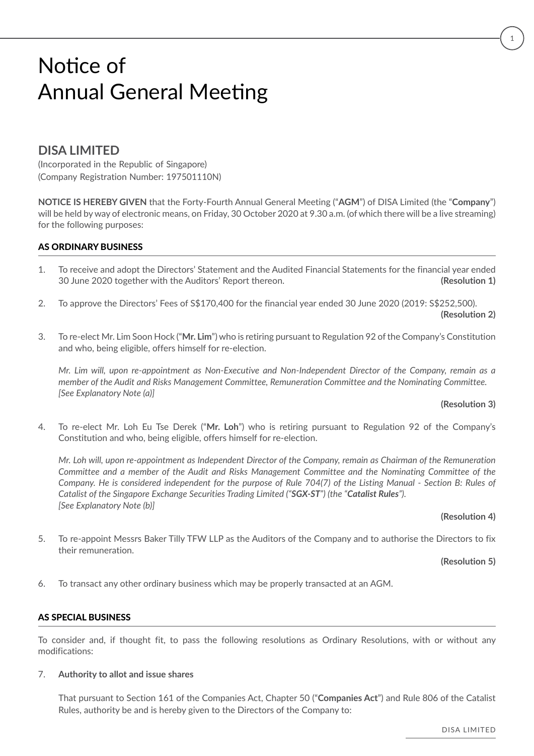# Notice of Annual General Meeting

## DISA LIMITED

(Incorporated in the Republic of Singapore)
(Company Registration Number: 197501110N)

**NOTICE IS HEREBY GIVEN** that the Forty-Fourth Annual General Meeting ("**AGM**") of DISA Limited (the "**Company**") will be held by way of electronic means, on Friday, 30 October 2020 at 9.30 a.m. (of which there will be a live streaming) for the following purposes:

### AS ORDINARY BUSINESS

1. To receive and adopt the Directors' Statement and the Audited Financial Statements for the financial year ended 30 June 2020 together with the Auditors' Report thereon. **(Resolution 1)**

2. To approve the Directors' Fees of S$170,400 for the financial year ended 30 June 2020 (2019: S$252,500). **(Resolution 2)**

3. To re-elect Mr. Lim Soon Hock ("**Mr. Lim**") who is retiring pursuant to Regulation 92 of the Company's Constitution and who, being eligible, offers himself for re-election.

   *Mr. Lim will, upon re-appointment as Non-Executive and Non-Independent Director of the Company, remain as a member of the Audit and Risks Management Committee, Remuneration Committee and the Nominating Committee.*
   *[See Explanatory Note (a)]*

   **(Resolution 3)**

4. To re-elect Mr. Loh Eu Tse Derek ("**Mr. Loh**") who is retiring pursuant to Regulation 92 of the Company's Constitution and who, being eligible, offers himself for re-election.

   *Mr. Loh will, upon re-appointment as Independent Director of the Company, remain as Chairman of the Remuneration Committee and a member of the Audit and Risks Management Committee and the Nominating Committee of the Company. He is considered independent for the purpose of Rule 704(7) of the Listing Manual - Section B: Rules of Catalist of the Singapore Exchange Securities Trading Limited ("**SGX-ST**") (the "**Catalist Rules**").*
   *[See Explanatory Note (b)]*

   **(Resolution 4)**

5. To re-appoint Messrs Baker Tilly TFW LLP as the Auditors of the Company and to authorise the Directors to fix their remuneration.

   **(Resolution 5)**

6. To transact any other ordinary business which may be properly transacted at an AGM.

### AS SPECIAL BUSINESS

To consider and, if thought fit, to pass the following resolutions as Ordinary Resolutions, with or without any modifications:

7. **Authority to allot and issue shares**

   That pursuant to Section 161 of the Companies Act, Chapter 50 ("**Companies Act**") and Rule 806 of the Catalist Rules, authority be and is hereby given to the Directors of the Company to: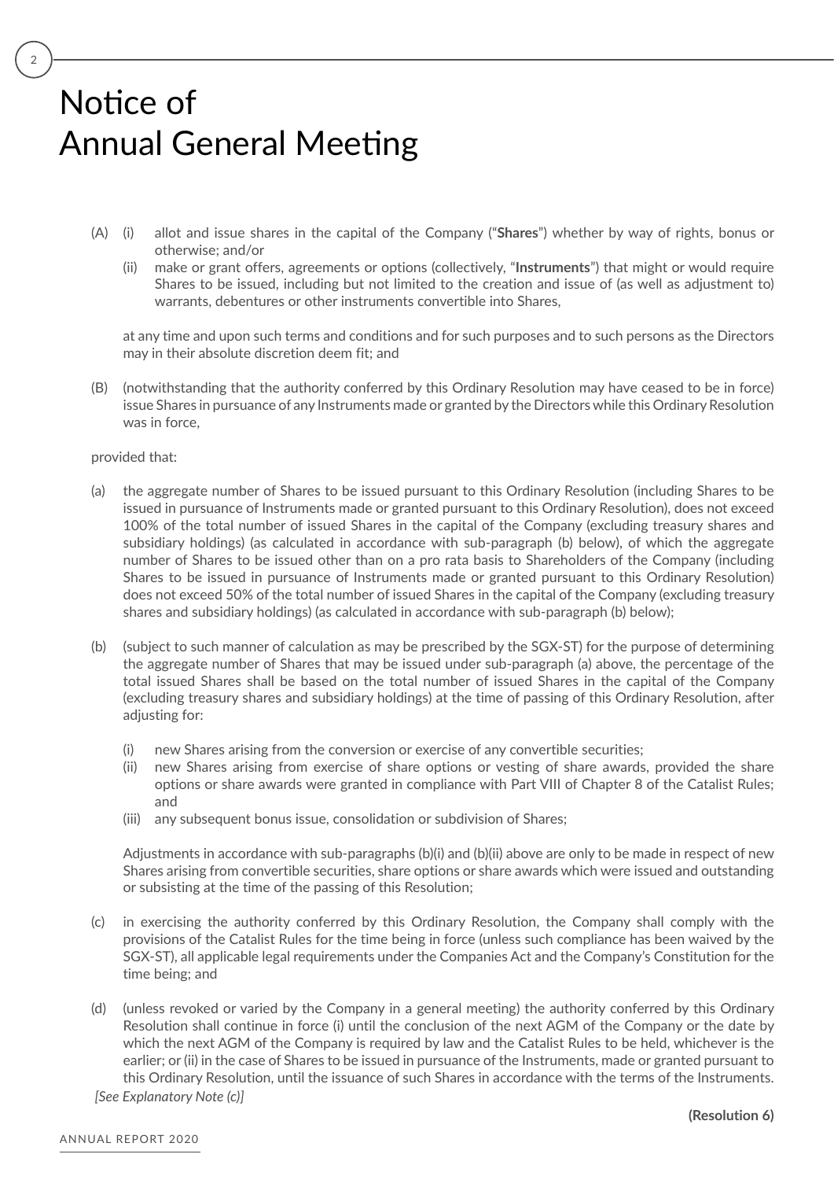# Notice of Annual General Meeting

(A) (i) allot and issue shares in the capital of the Company ("**Shares**") whether by way of rights, bonus or otherwise; and/or

(ii) make or grant offers, agreements or options (collectively, "**Instruments**") that might or would require Shares to be issued, including but not limited to the creation and issue of (as well as adjustment to) warrants, debentures or other instruments convertible into Shares,

at any time and upon such terms and conditions and for such purposes and to such persons as the Directors may in their absolute discretion deem fit; and

(B) (notwithstanding that the authority conferred by this Ordinary Resolution may have ceased to be in force) issue Shares in pursuance of any Instruments made or granted by the Directors while this Ordinary Resolution was in force,

provided that:

(a) the aggregate number of Shares to be issued pursuant to this Ordinary Resolution (including Shares to be issued in pursuance of Instruments made or granted pursuant to this Ordinary Resolution), does not exceed 100% of the total number of issued Shares in the capital of the Company (excluding treasury shares and subsidiary holdings) (as calculated in accordance with sub-paragraph (b) below), of which the aggregate number of Shares to be issued other than on a pro rata basis to Shareholders of the Company (including Shares to be issued in pursuance of Instruments made or granted pursuant to this Ordinary Resolution) does not exceed 50% of the total number of issued Shares in the capital of the Company (excluding treasury shares and subsidiary holdings) (as calculated in accordance with sub-paragraph (b) below);

(b) (subject to such manner of calculation as may be prescribed by the SGX-ST) for the purpose of determining the aggregate number of Shares that may be issued under sub-paragraph (a) above, the percentage of the total issued Shares shall be based on the total number of issued Shares in the capital of the Company (excluding treasury shares and subsidiary holdings) at the time of passing of this Ordinary Resolution, after adjusting for:

(i) new Shares arising from the conversion or exercise of any convertible securities;

(ii) new Shares arising from exercise of share options or vesting of share awards, provided the share options or share awards were granted in compliance with Part VIII of Chapter 8 of the Catalist Rules; and

(iii) any subsequent bonus issue, consolidation or subdivision of Shares;

Adjustments in accordance with sub-paragraphs (b)(i) and (b)(ii) above are only to be made in respect of new Shares arising from convertible securities, share options or share awards which were issued and outstanding or subsisting at the time of the passing of this Resolution;

(c) in exercising the authority conferred by this Ordinary Resolution, the Company shall comply with the provisions of the Catalist Rules for the time being in force (unless such compliance has been waived by the SGX-ST), all applicable legal requirements under the Companies Act and the Company's Constitution for the time being; and

(d) (unless revoked or varied by the Company in a general meeting) the authority conferred by this Ordinary Resolution shall continue in force (i) until the conclusion of the next AGM of the Company or the date by which the next AGM of the Company is required by law and the Catalist Rules to be held, whichever is the earlier; or (ii) in the case of Shares to be issued in pursuance of the Instruments, made or granted pursuant to this Ordinary Resolution, until the issuance of such Shares in accordance with the terms of the Instruments.

*[See Explanatory Note (c)]*

**(Resolution 6)**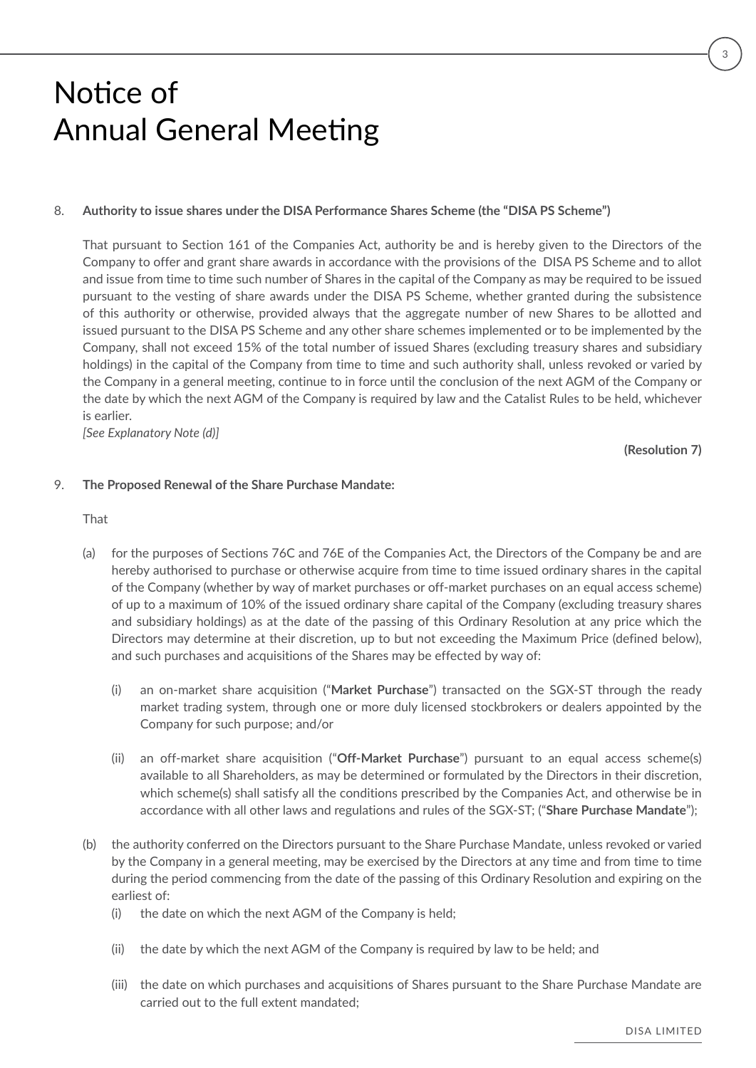# Notice of Annual General Meeting

8. **Authority to issue shares under the DISA Performance Shares Scheme (the "DISA PS Scheme")**

   That pursuant to Section 161 of the Companies Act, authority be and is hereby given to the Directors of the Company to offer and grant share awards in accordance with the provisions of the DISA PS Scheme and to allot and issue from time to time such number of Shares in the capital of the Company as may be required to be issued pursuant to the vesting of share awards under the DISA PS Scheme, whether granted during the subsistence of this authority or otherwise, provided always that the aggregate number of new Shares to be allotted and issued pursuant to the DISA PS Scheme and any other share schemes implemented or to be implemented by the Company, shall not exceed 15% of the total number of issued Shares (excluding treasury shares and subsidiary holdings) in the capital of the Company from time to time and such authority shall, unless revoked or varied by the Company in a general meeting, continue to in force until the conclusion of the next AGM of the Company or the date by which the next AGM of the Company is required by law and the Catalist Rules to be held, whichever is earlier.
   *[See Explanatory Note (d)]*

   **(Resolution 7)**

9. **The Proposed Renewal of the Share Purchase Mandate:**

   That

   (a) for the purposes of Sections 76C and 76E of the Companies Act, the Directors of the Company be and are hereby authorised to purchase or otherwise acquire from time to time issued ordinary shares in the capital of the Company (whether by way of market purchases or off-market purchases on an equal access scheme) of up to a maximum of 10% of the issued ordinary share capital of the Company (excluding treasury shares and subsidiary holdings) as at the date of the passing of this Ordinary Resolution at any price which the Directors may determine at their discretion, up to but not exceeding the Maximum Price (defined below), and such purchases and acquisitions of the Shares may be effected by way of:

      (i) an on-market share acquisition ("**Market Purchase**") transacted on the SGX-ST through the ready market trading system, through one or more duly licensed stockbrokers or dealers appointed by the Company for such purpose; and/or

      (ii) an off-market share acquisition ("**Off-Market Purchase**") pursuant to an equal access scheme(s) available to all Shareholders, as may be determined or formulated by the Directors in their discretion, which scheme(s) shall satisfy all the conditions prescribed by the Companies Act, and otherwise be in accordance with all other laws and regulations and rules of the SGX-ST; ("**Share Purchase Mandate**");

   (b) the authority conferred on the Directors pursuant to the Share Purchase Mandate, unless revoked or varied by the Company in a general meeting, may be exercised by the Directors at any time and from time to time during the period commencing from the date of the passing of this Ordinary Resolution and expiring on the earliest of:

      (i) the date on which the next AGM of the Company is held;

      (ii) the date by which the next AGM of the Company is required by law to be held; and

      (iii) the date on which purchases and acquisitions of Shares pursuant to the Share Purchase Mandate are carried out to the full extent mandated;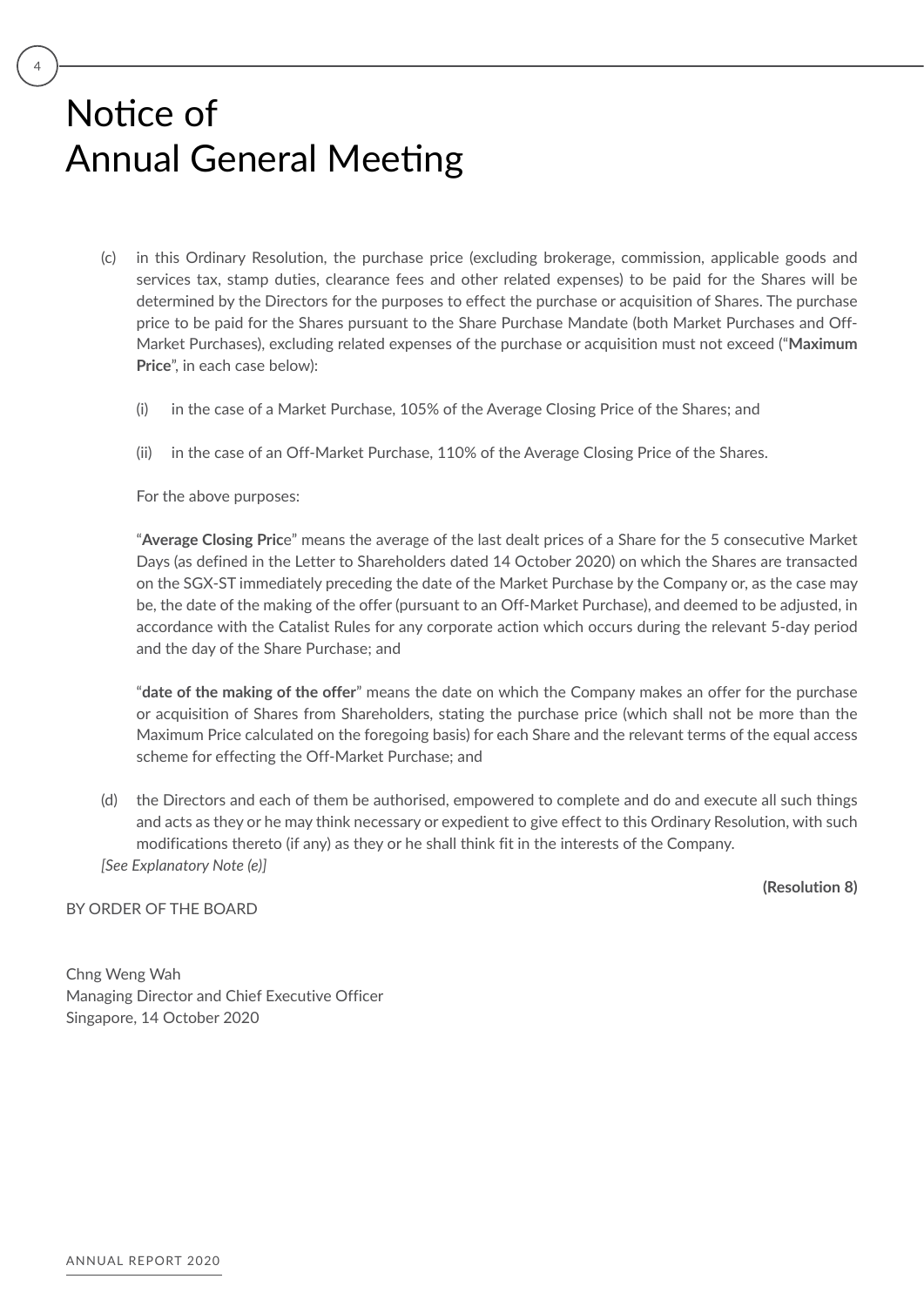# Notice of Annual General Meeting

(c) in this Ordinary Resolution, the purchase price (excluding brokerage, commission, applicable goods and services tax, stamp duties, clearance fees and other related expenses) to be paid for the Shares will be determined by the Directors for the purposes to effect the purchase or acquisition of Shares. The purchase price to be paid for the Shares pursuant to the Share Purchase Mandate (both Market Purchases and Off-Market Purchases), excluding related expenses of the purchase or acquisition must not exceed ("**Maximum Price**", in each case below):

(i) in the case of a Market Purchase, 105% of the Average Closing Price of the Shares; and

(ii) in the case of an Off-Market Purchase, 110% of the Average Closing Price of the Shares.

For the above purposes:

"**Average Closing Pric**e" means the average of the last dealt prices of a Share for the 5 consecutive Market Days (as defined in the Letter to Shareholders dated 14 October 2020) on which the Shares are transacted on the SGX-ST immediately preceding the date of the Market Purchase by the Company or, as the case may be, the date of the making of the offer (pursuant to an Off-Market Purchase), and deemed to be adjusted, in accordance with the Catalist Rules for any corporate action which occurs during the relevant 5-day period and the day of the Share Purchase; and

"**date of the making of the offer**" means the date on which the Company makes an offer for the purchase or acquisition of Shares from Shareholders, stating the purchase price (which shall not be more than the Maximum Price calculated on the foregoing basis) for each Share and the relevant terms of the equal access scheme for effecting the Off-Market Purchase; and

(d) the Directors and each of them be authorised, empowered to complete and do and execute all such things and acts as they or he may think necessary or expedient to give effect to this Ordinary Resolution, with such modifications thereto (if any) as they or he shall think fit in the interests of the Company.

*[See Explanatory Note (e)]*

**(Resolution 8)**

BY ORDER OF THE BOARD

Chng Weng Wah
Managing Director and Chief Executive Officer
Singapore, 14 October 2020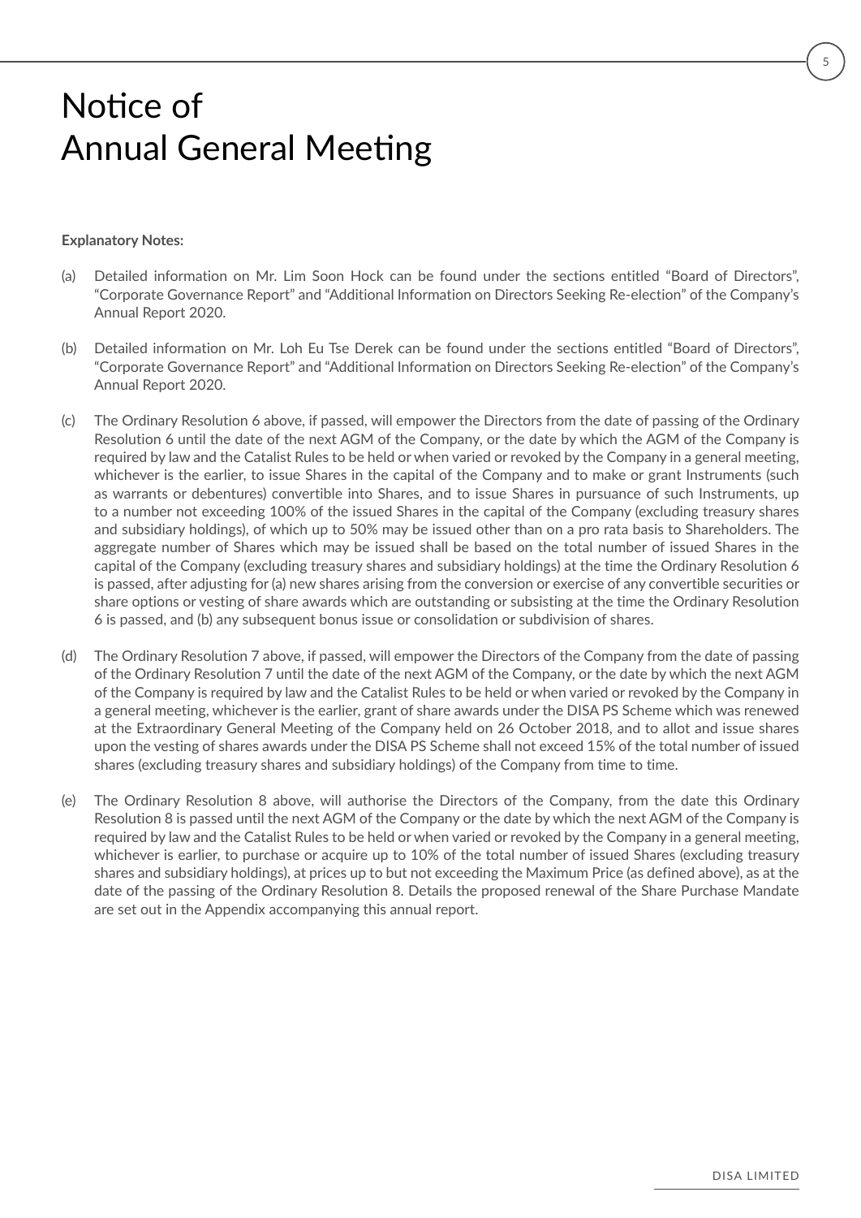# Notice of Annual General Meeting

**Explanatory Notes:**

(a) Detailed information on Mr. Lim Soon Hock can be found under the sections entitled "Board of Directors", "Corporate Governance Report" and "Additional Information on Directors Seeking Re-election" of the Company's Annual Report 2020.

(b) Detailed information on Mr. Loh Eu Tse Derek can be found under the sections entitled "Board of Directors", "Corporate Governance Report" and "Additional Information on Directors Seeking Re-election" of the Company's Annual Report 2020.

(c) The Ordinary Resolution 6 above, if passed, will empower the Directors from the date of passing of the Ordinary Resolution 6 until the date of the next AGM of the Company, or the date by which the AGM of the Company is required by law and the Catalist Rules to be held or when varied or revoked by the Company in a general meeting, whichever is the earlier, to issue Shares in the capital of the Company and to make or grant Instruments (such as warrants or debentures) convertible into Shares, and to issue Shares in pursuance of such Instruments, up to a number not exceeding 100% of the issued Shares in the capital of the Company (excluding treasury shares and subsidiary holdings), of which up to 50% may be issued other than on a pro rata basis to Shareholders. The aggregate number of Shares which may be issued shall be based on the total number of issued Shares in the capital of the Company (excluding treasury shares and subsidiary holdings) at the time the Ordinary Resolution 6 is passed, after adjusting for (a) new shares arising from the conversion or exercise of any convertible securities or share options or vesting of share awards which are outstanding or subsisting at the time the Ordinary Resolution 6 is passed, and (b) any subsequent bonus issue or consolidation or subdivision of shares.

(d) The Ordinary Resolution 7 above, if passed, will empower the Directors of the Company from the date of passing of the Ordinary Resolution 7 until the date of the next AGM of the Company, or the date by which the next AGM of the Company is required by law and the Catalist Rules to be held or when varied or revoked by the Company in a general meeting, whichever is the earlier, grant of share awards under the DISA PS Scheme which was renewed at the Extraordinary General Meeting of the Company held on 26 October 2018, and to allot and issue shares upon the vesting of shares awards under the DISA PS Scheme shall not exceed 15% of the total number of issued shares (excluding treasury shares and subsidiary holdings) of the Company from time to time.

(e) The Ordinary Resolution 8 above, will authorise the Directors of the Company, from the date this Ordinary Resolution 8 is passed until the next AGM of the Company or the date by which the next AGM of the Company is required by law and the Catalist Rules to be held or when varied or revoked by the Company in a general meeting, whichever is earlier, to purchase or acquire up to 10% of the total number of issued Shares (excluding treasury shares and subsidiary holdings), at prices up to but not exceeding the Maximum Price (as defined above), as at the date of the passing of the Ordinary Resolution 8. Details the proposed renewal of the Share Purchase Mandate are set out in the Appendix accompanying this annual report.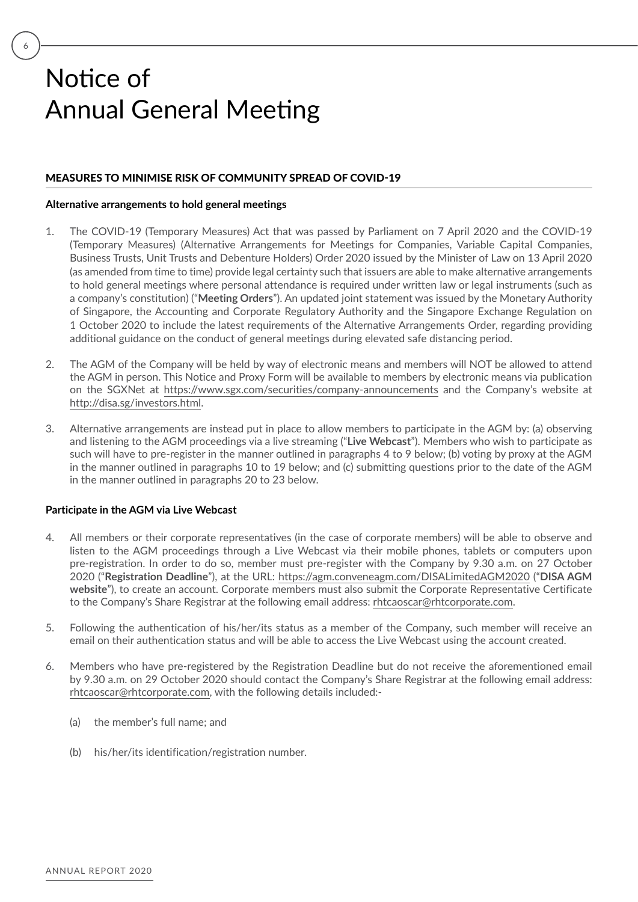# Notice of Annual General Meeting

## MEASURES TO MINIMISE RISK OF COMMUNITY SPREAD OF COVID-19

### Alternative arrangements to hold general meetings

1. The COVID-19 (Temporary Measures) Act that was passed by Parliament on 7 April 2020 and the COVID-19 (Temporary Measures) (Alternative Arrangements for Meetings for Companies, Variable Capital Companies, Business Trusts, Unit Trusts and Debenture Holders) Order 2020 issued by the Minister of Law on 13 April 2020 (as amended from time to time) provide legal certainty such that issuers are able to make alternative arrangements to hold general meetings where personal attendance is required under written law or legal instruments (such as a company's constitution) ("**Meeting Orders**"). An updated joint statement was issued by the Monetary Authority of Singapore, the Accounting and Corporate Regulatory Authority and the Singapore Exchange Regulation on 1 October 2020 to include the latest requirements of the Alternative Arrangements Order, regarding providing additional guidance on the conduct of general meetings during elevated safe distancing period.

2. The AGM of the Company will be held by way of electronic means and members will NOT be allowed to attend the AGM in person. This Notice and Proxy Form will be available to members by electronic means via publication on the SGXNet at https://www.sgx.com/securities/company-announcements and the Company's website at http://disa.sg/investors.html.

3. Alternative arrangements are instead put in place to allow members to participate in the AGM by: (a) observing and listening to the AGM proceedings via a live streaming ("**Live Webcast**"). Members who wish to participate as such will have to pre-register in the manner outlined in paragraphs 4 to 9 below; (b) voting by proxy at the AGM in the manner outlined in paragraphs 10 to 19 below; and (c) submitting questions prior to the date of the AGM in the manner outlined in paragraphs 20 to 23 below.

### Participate in the AGM via Live Webcast

4. All members or their corporate representatives (in the case of corporate members) will be able to observe and listen to the AGM proceedings through a Live Webcast via their mobile phones, tablets or computers upon pre-registration. In order to do so, member must pre-register with the Company by 9.30 a.m. on 27 October 2020 ("**Registration Deadline**"), at the URL: https://agm.conveneagm.com/DISALimitedAGM2020 ("**DISA AGM website**"), to create an account. Corporate members must also submit the Corporate Representative Certificate to the Company's Share Registrar at the following email address: rhtcaoscar@rhtcorporate.com.

5. Following the authentication of his/her/its status as a member of the Company, such member will receive an email on their authentication status and will be able to access the Live Webcast using the account created.

6. Members who have pre-registered by the Registration Deadline but do not receive the aforementioned email by 9.30 a.m. on 29 October 2020 should contact the Company's Share Registrar at the following email address: rhtcaoscar@rhtcorporate.com, with the following details included:-

   (a) the member's full name; and

   (b) his/her/its identification/registration number.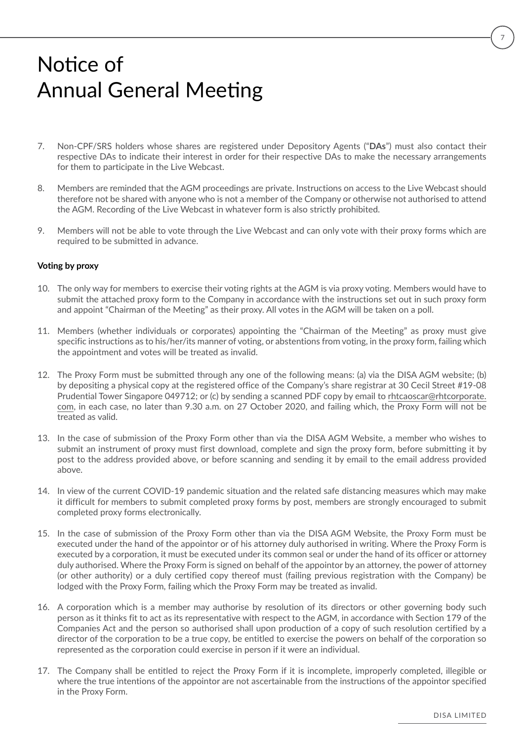# Notice of Annual General Meeting

7. Non-CPF/SRS holders whose shares are registered under Depository Agents ("**DAs**") must also contact their respective DAs to indicate their interest in order for their respective DAs to make the necessary arrangements for them to participate in the Live Webcast.

8. Members are reminded that the AGM proceedings are private. Instructions on access to the Live Webcast should therefore not be shared with anyone who is not a member of the Company or otherwise not authorised to attend the AGM. Recording of the Live Webcast in whatever form is also strictly prohibited.

9. Members will not be able to vote through the Live Webcast and can only vote with their proxy forms which are required to be submitted in advance.

**Voting by proxy**

10. The only way for members to exercise their voting rights at the AGM is via proxy voting. Members would have to submit the attached proxy form to the Company in accordance with the instructions set out in such proxy form and appoint "Chairman of the Meeting" as their proxy. All votes in the AGM will be taken on a poll.

11. Members (whether individuals or corporates) appointing the "Chairman of the Meeting" as proxy must give specific instructions as to his/her/its manner of voting, or abstentions from voting, in the proxy form, failing which the appointment and votes will be treated as invalid.

12. The Proxy Form must be submitted through any one of the following means: (a) via the DISA AGM website; (b) by depositing a physical copy at the registered office of the Company's share registrar at 30 Cecil Street #19-08 Prudential Tower Singapore 049712; or (c) by sending a scanned PDF copy by email to rhtcaoscar@rhtcorporate.com, in each case, no later than 9.30 a.m. on 27 October 2020, and failing which, the Proxy Form will not be treated as valid.

13. In the case of submission of the Proxy Form other than via the DISA AGM Website, a member who wishes to submit an instrument of proxy must first download, complete and sign the proxy form, before submitting it by post to the address provided above, or before scanning and sending it by email to the email address provided above.

14. In view of the current COVID-19 pandemic situation and the related safe distancing measures which may make it difficult for members to submit completed proxy forms by post, members are strongly encouraged to submit completed proxy forms electronically.

15. In the case of submission of the Proxy Form other than via the DISA AGM Website, the Proxy Form must be executed under the hand of the appointor or of his attorney duly authorised in writing. Where the Proxy Form is executed by a corporation, it must be executed under its common seal or under the hand of its officer or attorney duly authorised. Where the Proxy Form is signed on behalf of the appointor by an attorney, the power of attorney (or other authority) or a duly certified copy thereof must (failing previous registration with the Company) be lodged with the Proxy Form, failing which the Proxy Form may be treated as invalid.

16. A corporation which is a member may authorise by resolution of its directors or other governing body such person as it thinks fit to act as its representative with respect to the AGM, in accordance with Section 179 of the Companies Act and the person so authorised shall upon production of a copy of such resolution certified by a director of the corporation to be a true copy, be entitled to exercise the powers on behalf of the corporation so represented as the corporation could exercise in person if it were an individual.

17. The Company shall be entitled to reject the Proxy Form if it is incomplete, improperly completed, illegible or where the true intentions of the appointor are not ascertainable from the instructions of the appointor specified in the Proxy Form.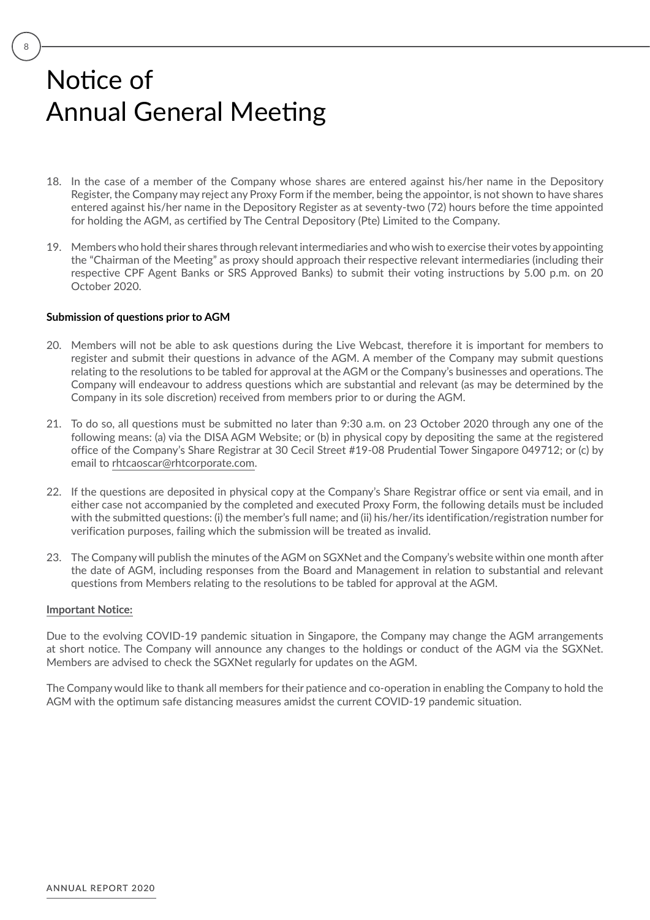# Notice of Annual General Meeting

18. In the case of a member of the Company whose shares are entered against his/her name in the Depository Register, the Company may reject any Proxy Form if the member, being the appointor, is not shown to have shares entered against his/her name in the Depository Register as at seventy-two (72) hours before the time appointed for holding the AGM, as certified by The Central Depository (Pte) Limited to the Company.

19. Members who hold their shares through relevant intermediaries and who wish to exercise their votes by appointing the "Chairman of the Meeting" as proxy should approach their respective relevant intermediaries (including their respective CPF Agent Banks or SRS Approved Banks) to submit their voting instructions by 5.00 p.m. on 20 October 2020.

**Submission of questions prior to AGM**

20. Members will not be able to ask questions during the Live Webcast, therefore it is important for members to register and submit their questions in advance of the AGM. A member of the Company may submit questions relating to the resolutions to be tabled for approval at the AGM or the Company's businesses and operations. The Company will endeavour to address questions which are substantial and relevant (as may be determined by the Company in its sole discretion) received from members prior to or during the AGM.

21. To do so, all questions must be submitted no later than 9:30 a.m. on 23 October 2020 through any one of the following means: (a) via the DISA AGM Website; or (b) in physical copy by depositing the same at the registered office of the Company's Share Registrar at 30 Cecil Street #19-08 Prudential Tower Singapore 049712; or (c) by email to rhtcaoscar@rhtcorporate.com.

22. If the questions are deposited in physical copy at the Company's Share Registrar office or sent via email, and in either case not accompanied by the completed and executed Proxy Form, the following details must be included with the submitted questions: (i) the member's full name; and (ii) his/her/its identification/registration number for verification purposes, failing which the submission will be treated as invalid.

23. The Company will publish the minutes of the AGM on SGXNet and the Company's website within one month after the date of AGM, including responses from the Board and Management in relation to substantial and relevant questions from Members relating to the resolutions to be tabled for approval at the AGM.

**Important Notice:**

Due to the evolving COVID-19 pandemic situation in Singapore, the Company may change the AGM arrangements at short notice. The Company will announce any changes to the holdings or conduct of the AGM via the SGXNet. Members are advised to check the SGXNet regularly for updates on the AGM.

The Company would like to thank all members for their patience and co-operation in enabling the Company to hold the AGM with the optimum safe distancing measures amidst the current COVID-19 pandemic situation.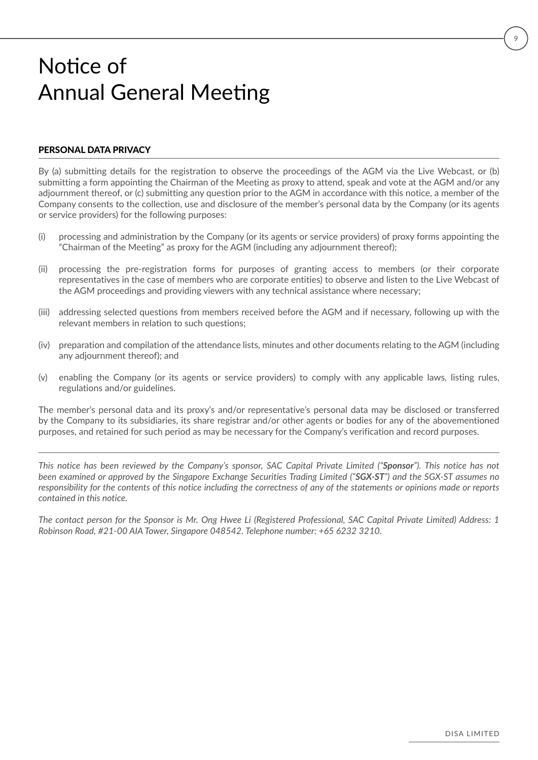# Notice of Annual General Meeting

## PERSONAL DATA PRIVACY

By (a) submitting details for the registration to observe the proceedings of the AGM via the Live Webcast, or (b) submitting a form appointing the Chairman of the Meeting as proxy to attend, speak and vote at the AGM and/or any adjournment thereof, or (c) submitting any question prior to the AGM in accordance with this notice, a member of the Company consents to the collection, use and disclosure of the member's personal data by the Company (or its agents or service providers) for the following purposes:

(i) processing and administration by the Company (or its agents or service providers) of proxy forms appointing the "Chairman of the Meeting" as proxy for the AGM (including any adjournment thereof);

(ii) processing the pre-registration forms for purposes of granting access to members (or their corporate representatives in the case of members who are corporate entities) to observe and listen to the Live Webcast of the AGM proceedings and providing viewers with any technical assistance where necessary;

(iii) addressing selected questions from members received before the AGM and if necessary, following up with the relevant members in relation to such questions;

(iv) preparation and compilation of the attendance lists, minutes and other documents relating to the AGM (including any adjournment thereof); and

(v) enabling the Company (or its agents or service providers) to comply with any applicable laws, listing rules, regulations and/or guidelines.

The member's personal data and its proxy's and/or representative's personal data may be disclosed or transferred by the Company to its subsidiaries, its share registrar and/or other agents or bodies for any of the abovementioned purposes, and retained for such period as may be necessary for the Company's verification and record purposes.

---

*This notice has been reviewed by the Company's sponsor, SAC Capital Private Limited ("**Sponsor**"). This notice has not been examined or approved by the Singapore Exchange Securities Trading Limited ("**SGX-ST**") and the SGX-ST assumes no responsibility for the contents of this notice including the correctness of any of the statements or opinions made or reports contained in this notice.*

*The contact person for the Sponsor is Mr. Ong Hwee Li (Registered Professional, SAC Capital Private Limited) Address: 1 Robinson Road, #21-00 AIA Tower, Singapore 048542. Telephone number: +65 6232 3210.*